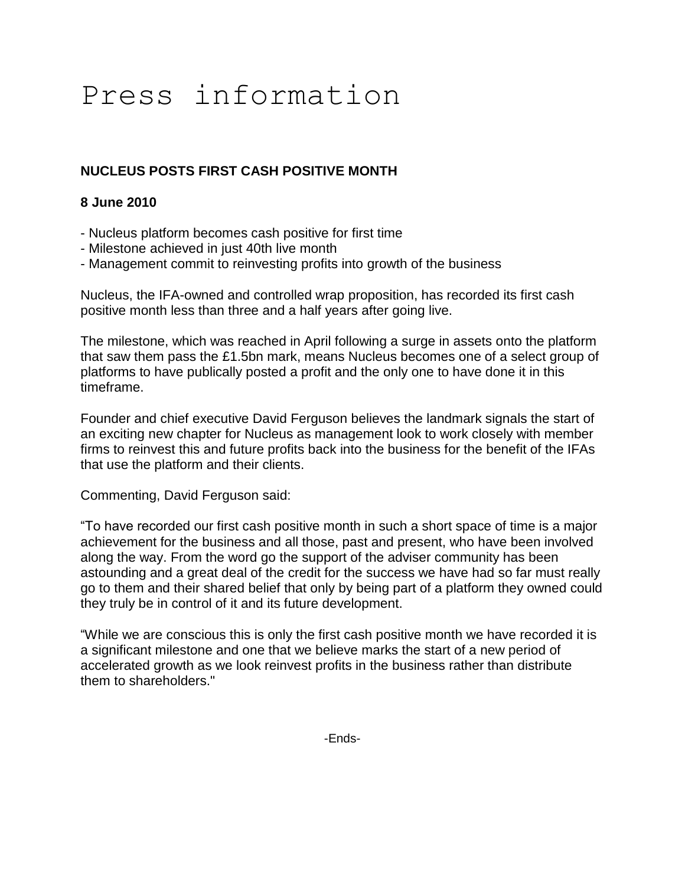# Press information

**NUCLEUS POSTS FIRST CASH POSITIVE MONTH**

**8 June 2010**

- Nucleus platform becomes cash positive for first time
- Milestone achieved in just 40th live month
- Management commit to reinvesting profits into growth of the business

Nucleus, the IFA-owned and controlled wrap proposition, has recorded its first cash positive month less than three and a half years after going live.

The milestone, which was reached in April following a surge in assets onto the platform that saw them pass the £1.5bn mark, means Nucleus becomes one of a select group of platforms to have publically posted a profit and the only one to have done it in this timeframe.

Founder and chief executive David Ferguson believes the landmark signals the start of an exciting new chapter for Nucleus as management look to work closely with member firms to reinvest this and future profits back into the business for the benefit of the IFAs that use the platform and their clients.

Commenting, David Ferguson said:

"To have recorded our first cash positive month in such a short space of time is a major achievement for the business and all those, past and present, who have been involved along the way. From the word go the support of the adviser community has been astounding and a great deal of the credit for the success we have had so far must really go to them and their shared belief that only by being part of a platform they owned could they truly be in control of it and its future development.

"While we are conscious this is only the first cash positive month we have recorded it is a significant milestone and one that we believe marks the start of a new period of accelerated growth as we look reinvest profits in the business rather than distribute them to shareholders."

-Ends-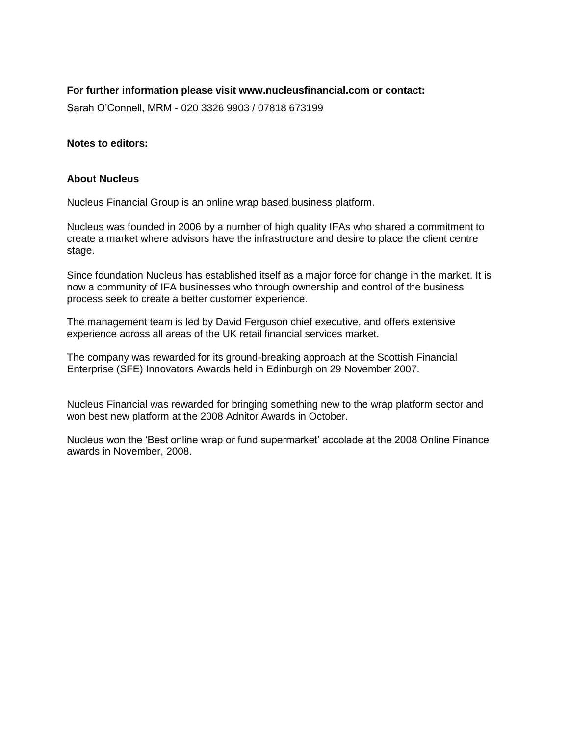**For further information please visit www.nucleusfinancial.com or contact:**

Sarah O'Connell, MRM - 020 3326 9903 / 07818 673199

**Notes to editors:**

**About Nucleus**

Nucleus Financial Group is an online wrap based business platform.

Nucleus was founded in 2006 by a number of high quality IFAs who shared a commitment to create a market where advisors have the infrastructure and desire to place the client centre stage.

Since foundation Nucleus has established itself as a major force for change in the market. It is now a community of IFA businesses who through ownership and control of the business process seek to create a better customer experience.

The management team is led by David Ferguson chief executive, and offers extensive experience across all areas of the UK retail financial services market.

The company was rewarded for its ground-breaking approach at the Scottish Financial Enterprise (SFE) Innovators Awards held in Edinburgh on 29 November 2007.

Nucleus Financial was rewarded for bringing something new to the wrap platform sector and won best new platform at the 2008 Adnitor Awards in October.

Nucleus won the 'Best online wrap or fund supermarket' accolade at the 2008 Online Finance awards in November, 2008.